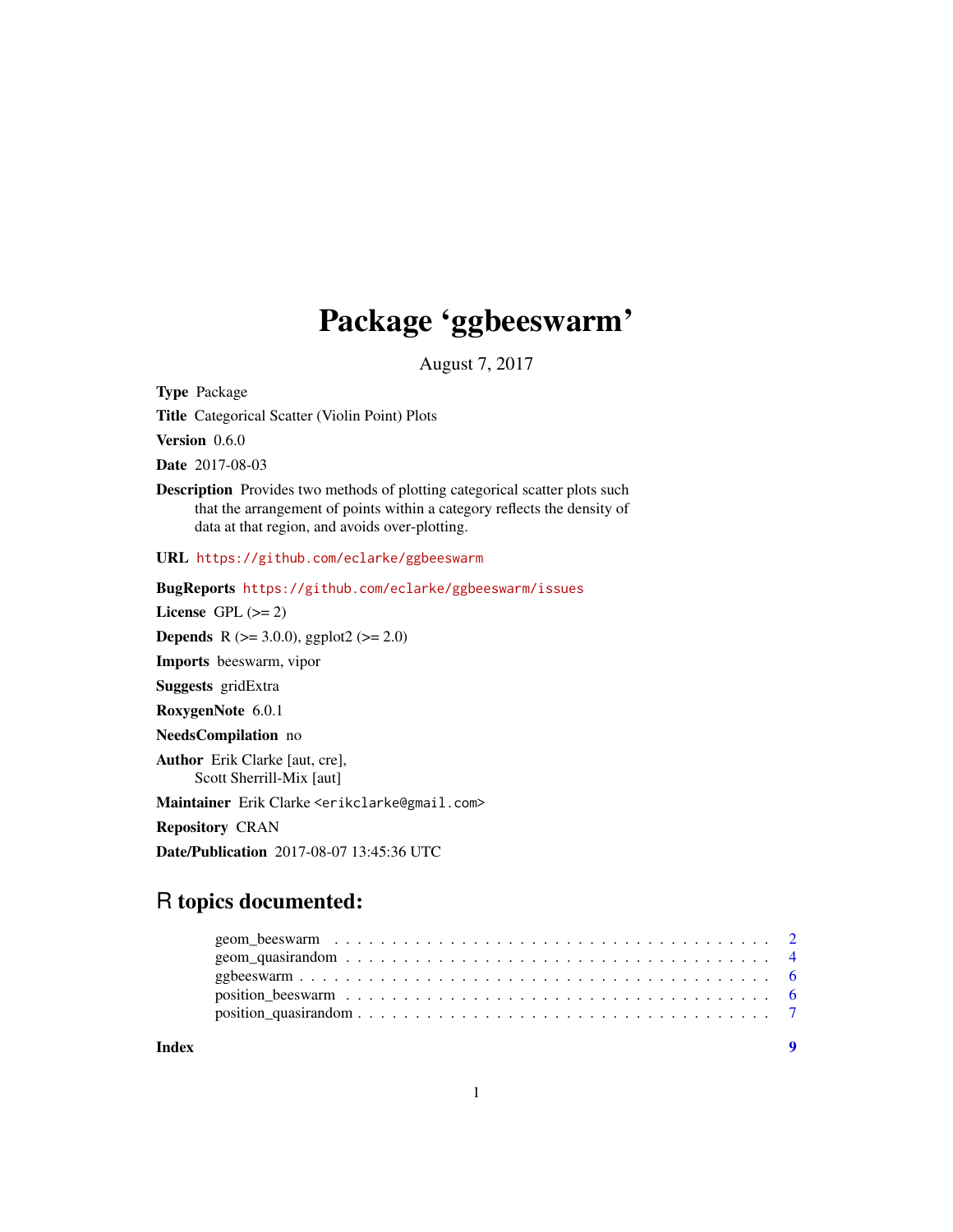# Package 'ggbeeswarm'

August 7, 2017

**Type** Package

**Title** Categorical Scatter (Violin Point) Plots

**Version** 0.6.0

**Date** 2017-08-03

**Description** Provides two methods of plotting categorical scatter plots such that the arrangement of points within a category reflects the density of data at that region, and avoids over-plotting.

**URL** https://github.com/eclarke/ggbeeswarm

**BugReports** https://github.com/eclarke/ggbeeswarm/issues

**License** GPL (>= 2)

**Depends** R (>= 3.0.0), ggplot2 (>= 2.0)

**Imports** beeswarm, vipor

**Suggests** gridExtra

**RoxygenNote** 6.0.1

**NeedsCompilation** no

**Author** Erik Clarke [aut, cre],
Scott Sherrill-Mix [aut]

**Maintainer** Erik Clarke <erikclarke@gmail.com>

**Repository** CRAN

**Date/Publication** 2017-08-07 13:45:36 UTC

## R topics documented:

- geom_beeswarm . . . . . . . . . . . . . . . . . . . . . . . . . . . . . . . . . . . . . 2
- geom_quasirandom . . . . . . . . . . . . . . . . . . . . . . . . . . . . . . . . . . . 4
- ggbeeswarm . . . . . . . . . . . . . . . . . . . . . . . . . . . . . . . . . . . . . . . 6
- position_beeswarm . . . . . . . . . . . . . . . . . . . . . . . . . . . . . . . . . . . 6
- position_quasirandom . . . . . . . . . . . . . . . . . . . . . . . . . . . . . . . . . 7

**Index** **9**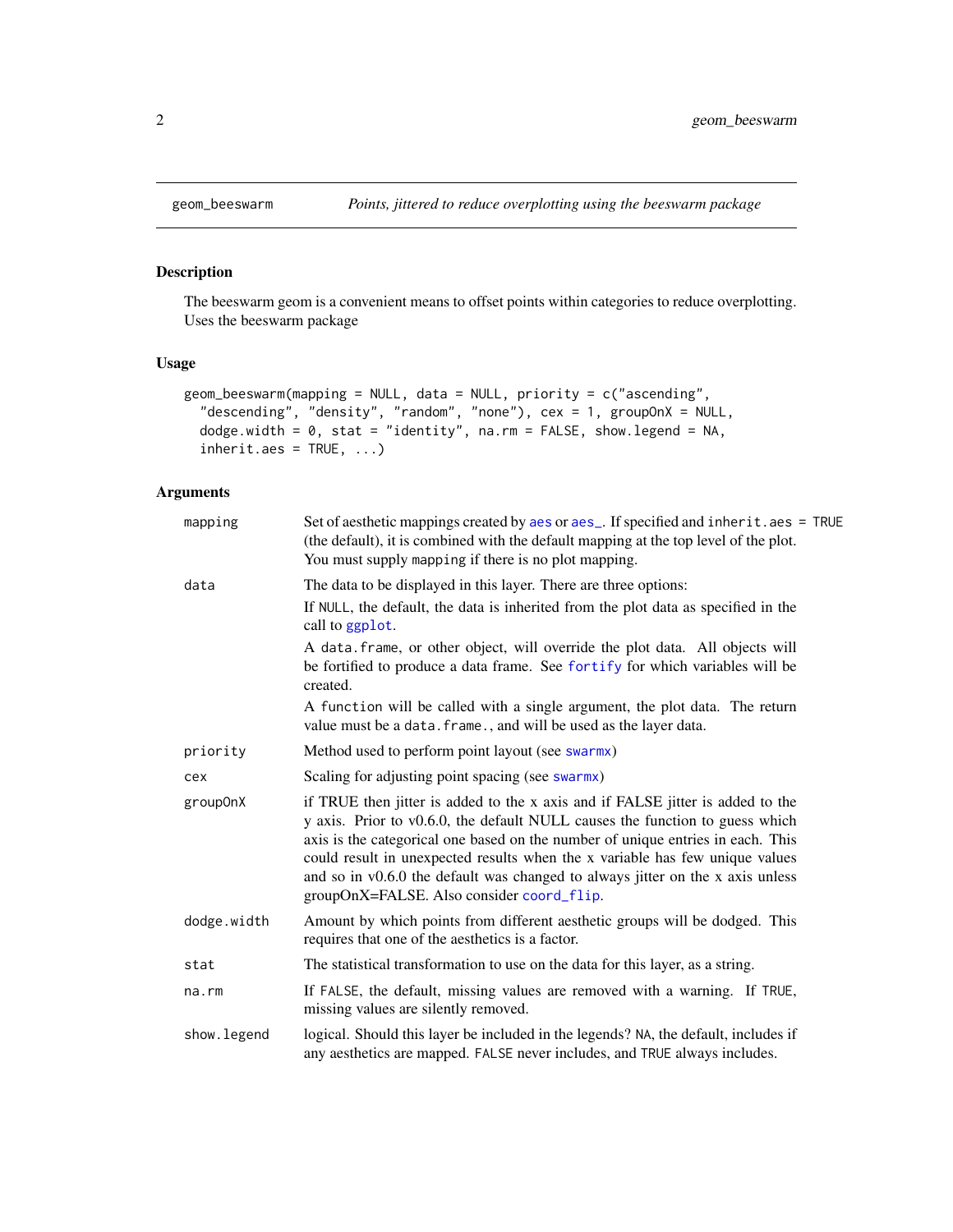## geom_beeswarm — *Points, jittered to reduce overplotting using the beeswarm package*

### Description

The beeswarm geom is a convenient means to offset points within categories to reduce overplotting. Uses the beeswarm package

### Usage

```
geom_beeswarm(mapping = NULL, data = NULL, priority = c("ascending",
  "descending", "density", "random", "none"), cex = 1, groupOnX = NULL,
  dodge.width = 0, stat = "identity", na.rm = FALSE, show.legend = NA,
  inherit.aes = TRUE, ...)
```

### Arguments

| Argument | Description |
| --- | --- |
| `mapping` | Set of aesthetic mappings created by `aes` or `aes_`. If specified and `inherit.aes = TRUE` (the default), it is combined with the default mapping at the top level of the plot. You must supply `mapping` if there is no plot mapping. |
| `data` | The data to be displayed in this layer. There are three options:<br>If `NULL`, the default, the data is inherited from the plot data as specified in the call to `ggplot`.<br>A `data.frame`, or other object, will override the plot data. All objects will be fortified to produce a data frame. See `fortify` for which variables will be created.<br>A `function` will be called with a single argument, the plot data. The return value must be a `data.frame.`, and will be used as the layer data. |
| `priority` | Method used to perform point layout (see `swarmx`) |
| `cex` | Scaling for adjusting point spacing (see `swarmx`) |
| `groupOnX` | if TRUE then jitter is added to the x axis and if FALSE jitter is added to the y axis. Prior to v0.6.0, the default NULL causes the function to guess which axis is the categorical one based on the number of unique entries in each. This could result in unexpected results when the x variable has few unique values and so in v0.6.0 the default was changed to always jitter on the x axis unless groupOnX=FALSE. Also consider `coord_flip`. |
| `dodge.width` | Amount by which points from different aesthetic groups will be dodged. This requires that one of the aesthetics is a factor. |
| `stat` | The statistical transformation to use on the data for this layer, as a string. |
| `na.rm` | If `FALSE`, the default, missing values are removed with a warning. If `TRUE`, missing values are silently removed. |
| `show.legend` | logical. Should this layer be included in the legends? `NA`, the default, includes if any aesthetics are mapped. `FALSE` never includes, and `TRUE` always includes. |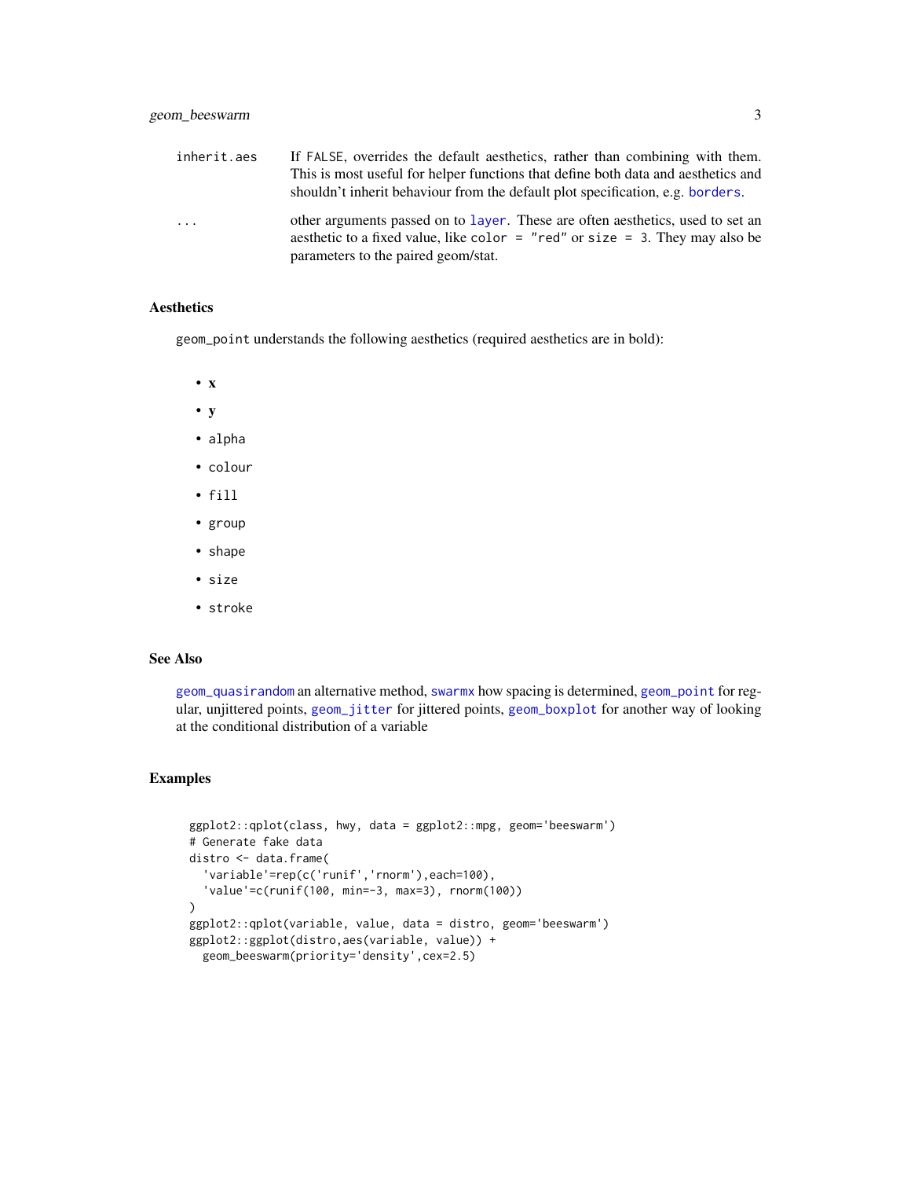| | |
|---|---|
| inherit.aes | If FALSE, overrides the default aesthetics, rather than combining with them. This is most useful for helper functions that define both data and aesthetics and shouldn't inherit behaviour from the default plot specification, e.g. borders. |
| ... | other arguments passed on to layer. These are often aesthetics, used to set an aesthetic to a fixed value, like color = "red" or size = 3. They may also be parameters to the paired geom/stat. |

## Aesthetics

geom_point understands the following aesthetics (required aesthetics are in bold):

- **x**
- **y**
- alpha
- colour
- fill
- group
- shape
- size
- stroke

## See Also

geom_quasirandom an alternative method, swarmx how spacing is determined, geom_point for regular, unjittered points, geom_jitter for jittered points, geom_boxplot for another way of looking at the conditional distribution of a variable

## Examples

```
ggplot2::qplot(class, hwy, data = ggplot2::mpg, geom='beeswarm')
# Generate fake data
distro <- data.frame(
  'variable'=rep(c('runif','rnorm'),each=100),
  'value'=c(runif(100, min=-3, max=3), rnorm(100))
)
ggplot2::qplot(variable, value, data = distro, geom='beeswarm')
ggplot2::ggplot(distro,aes(variable, value)) +
  geom_beeswarm(priority='density',cex=2.5)
```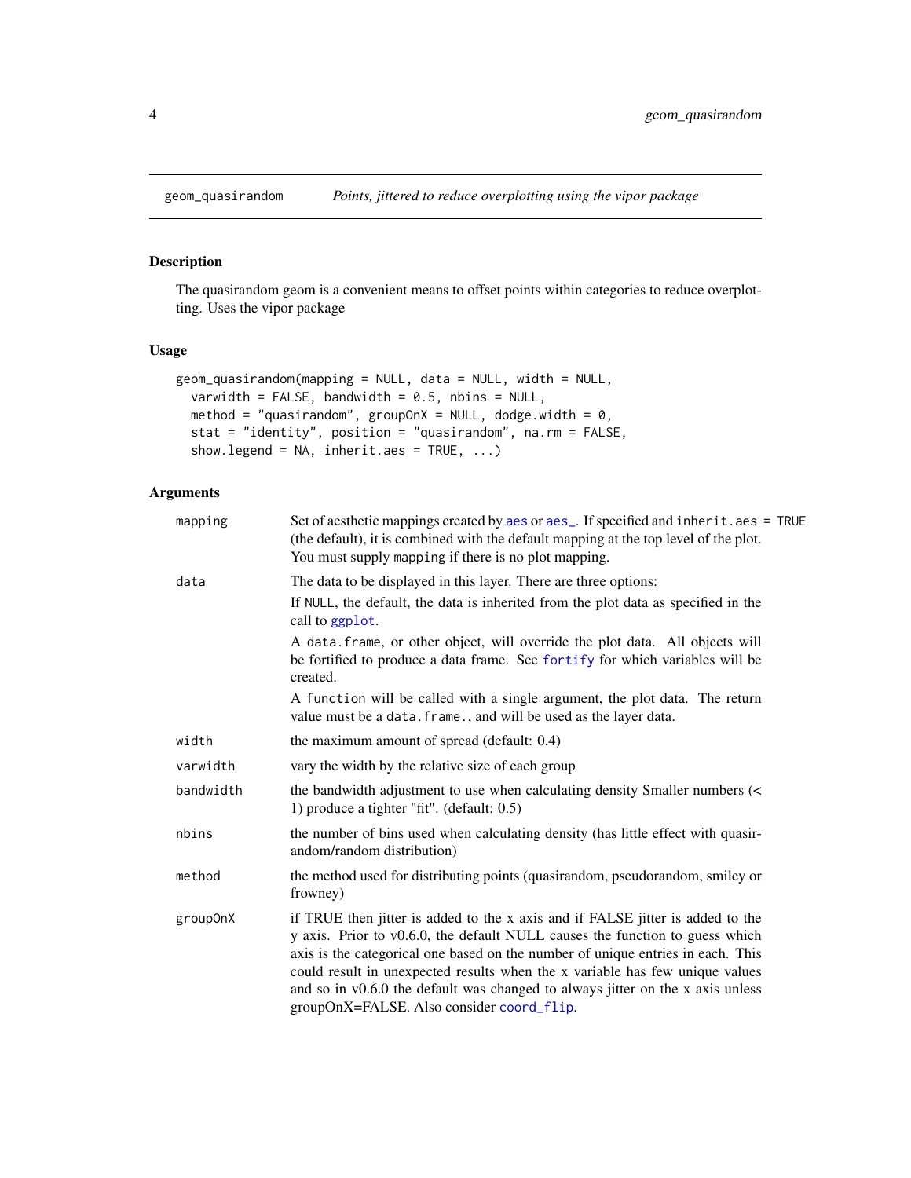## geom_quasirandom — *Points, jittered to reduce overplotting using the vipor package*

### Description

The quasirandom geom is a convenient means to offset points within categories to reduce overplotting. Uses the vipor package

### Usage

```
geom_quasirandom(mapping = NULL, data = NULL, width = NULL,
  varwidth = FALSE, bandwidth = 0.5, nbins = NULL,
  method = "quasirandom", groupOnX = NULL, dodge.width = 0,
  stat = "identity", position = "quasirandom", na.rm = FALSE,
  show.legend = NA, inherit.aes = TRUE, ...)
```

### Arguments

| Argument | Description |
|---|---|
| `mapping` | Set of aesthetic mappings created by `aes` or `aes_`. If specified and `inherit.aes = TRUE` (the default), it is combined with the default mapping at the top level of the plot. You must supply `mapping` if there is no plot mapping. |
| `data` | The data to be displayed in this layer. There are three options:<br><br>If `NULL`, the default, the data is inherited from the plot data as specified in the call to `ggplot`.<br><br>A `data.frame`, or other object, will override the plot data. All objects will be fortified to produce a data frame. See `fortify` for which variables will be created.<br><br>A `function` will be called with a single argument, the plot data. The return value must be a `data.frame.`, and will be used as the layer data. |
| `width` | the maximum amount of spread (default: 0.4) |
| `varwidth` | vary the width by the relative size of each group |
| `bandwidth` | the bandwidth adjustment to use when calculating density Smaller numbers (< 1) produce a tighter "fit". (default: 0.5) |
| `nbins` | the number of bins used when calculating density (has little effect with quasirandom/random distribution) |
| `method` | the method used for distributing points (quasirandom, pseudorandom, smiley or frowney) |
| `groupOnX` | if TRUE then jitter is added to the x axis and if FALSE jitter is added to the y axis. Prior to v0.6.0, the default NULL causes the function to guess which axis is the categorical one based on the number of unique entries in each. This could result in unexpected results when the x variable has few unique values and so in v0.6.0 the default was changed to always jitter on the x axis unless groupOnX=FALSE. Also consider `coord_flip`. |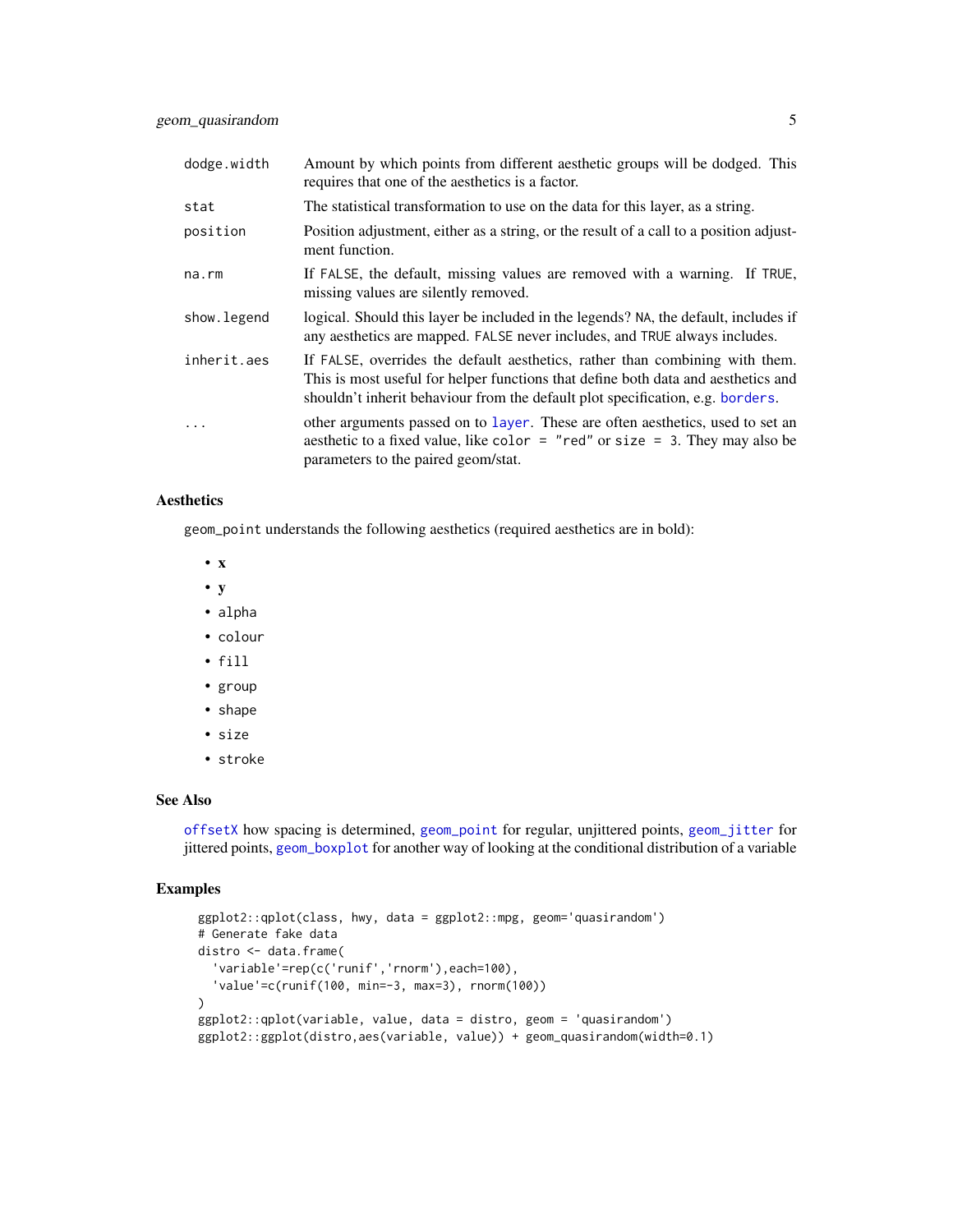| | |
|---|---|
| dodge.width | Amount by which points from different aesthetic groups will be dodged. This requires that one of the aesthetics is a factor. |
| stat | The statistical transformation to use on the data for this layer, as a string. |
| position | Position adjustment, either as a string, or the result of a call to a position adjustment function. |
| na.rm | If FALSE, the default, missing values are removed with a warning. If TRUE, missing values are silently removed. |
| show.legend | logical. Should this layer be included in the legends? NA, the default, includes if any aesthetics are mapped. FALSE never includes, and TRUE always includes. |
| inherit.aes | If FALSE, overrides the default aesthetics, rather than combining with them. This is most useful for helper functions that define both data and aesthetics and shouldn't inherit behaviour from the default plot specification, e.g. borders. |
| ... | other arguments passed on to layer. These are often aesthetics, used to set an aesthetic to a fixed value, like color = "red" or size = 3. They may also be parameters to the paired geom/stat. |

## Aesthetics

geom_point understands the following aesthetics (required aesthetics are in bold):

- **x**
- **y**
- alpha
- colour
- fill
- group
- shape
- size
- stroke

## See Also

offsetX how spacing is determined, geom_point for regular, unjittered points, geom_jitter for jittered points, geom_boxplot for another way of looking at the conditional distribution of a variable

## Examples

```
ggplot2::qplot(class, hwy, data = ggplot2::mpg, geom='quasirandom')
# Generate fake data
distro <- data.frame(
  'variable'=rep(c('runif','rnorm'),each=100),
  'value'=c(runif(100, min=-3, max=3), rnorm(100))
)
ggplot2::qplot(variable, value, data = distro, geom = 'quasirandom')
ggplot2::ggplot(distro,aes(variable, value)) + geom_quasirandom(width=0.1)
```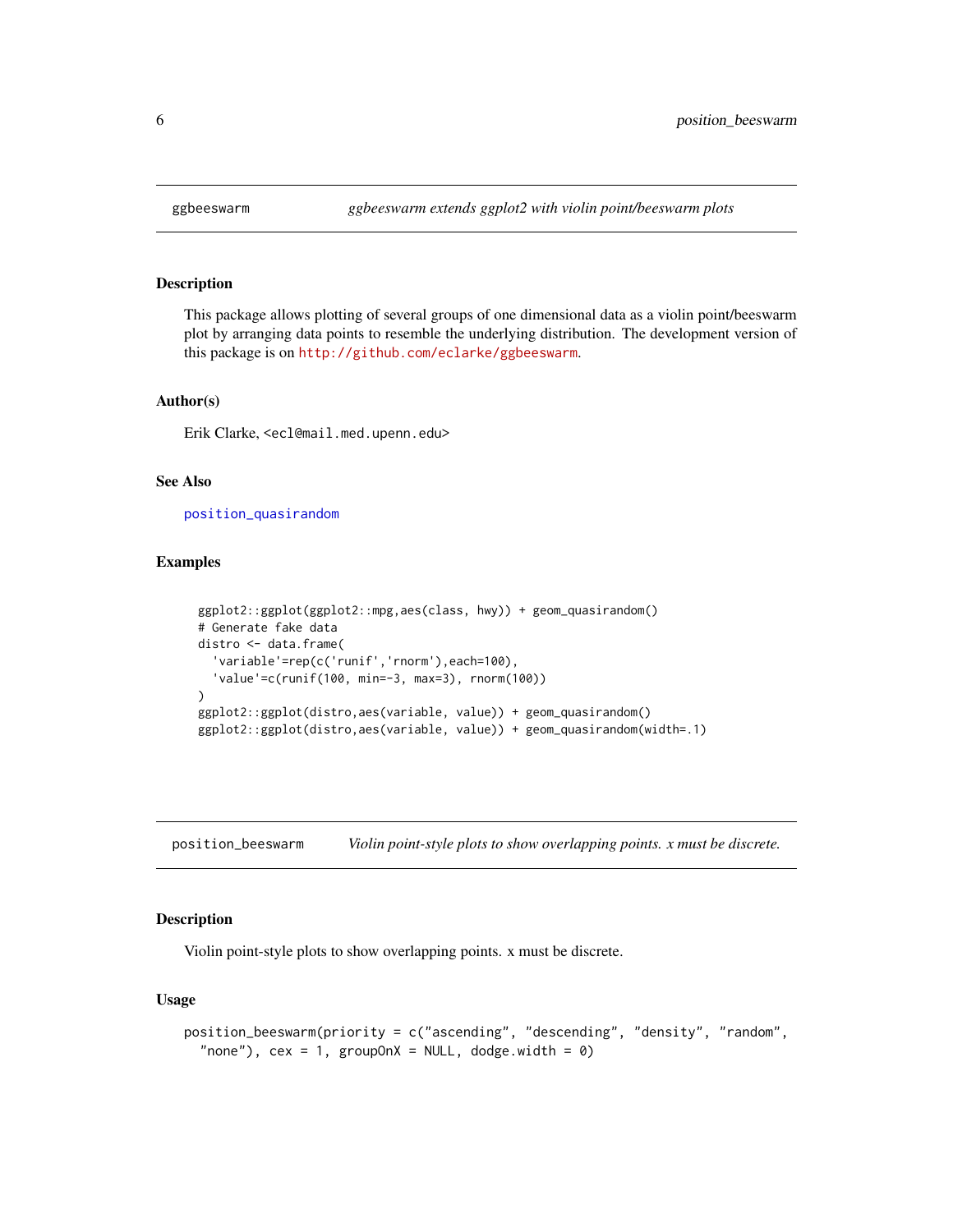## ggbeeswarm — *ggbeeswarm extends ggplot2 with violin point/beeswarm plots*

### Description

This package allows plotting of several groups of one dimensional data as a violin point/beeswarm plot by arranging data points to resemble the underlying distribution. The development version of this package is on http://github.com/eclarke/ggbeeswarm.

### Author(s)

Erik Clarke, <ecl@mail.med.upenn.edu>

### See Also

position_quasirandom

### Examples

```
ggplot2::ggplot(ggplot2::mpg,aes(class, hwy)) + geom_quasirandom()
# Generate fake data
distro <- data.frame(
  'variable'=rep(c('runif','rnorm'),each=100),
  'value'=c(runif(100, min=-3, max=3), rnorm(100))
)
ggplot2::ggplot(distro,aes(variable, value)) + geom_quasirandom()
ggplot2::ggplot(distro,aes(variable, value)) + geom_quasirandom(width=.1)
```

## position_beeswarm — *Violin point-style plots to show overlapping points. x must be discrete.*

### Description

Violin point-style plots to show overlapping points. x must be discrete.

### Usage

```
position_beeswarm(priority = c("ascending", "descending", "density", "random",
  "none"), cex = 1, groupOnX = NULL, dodge.width = 0)
```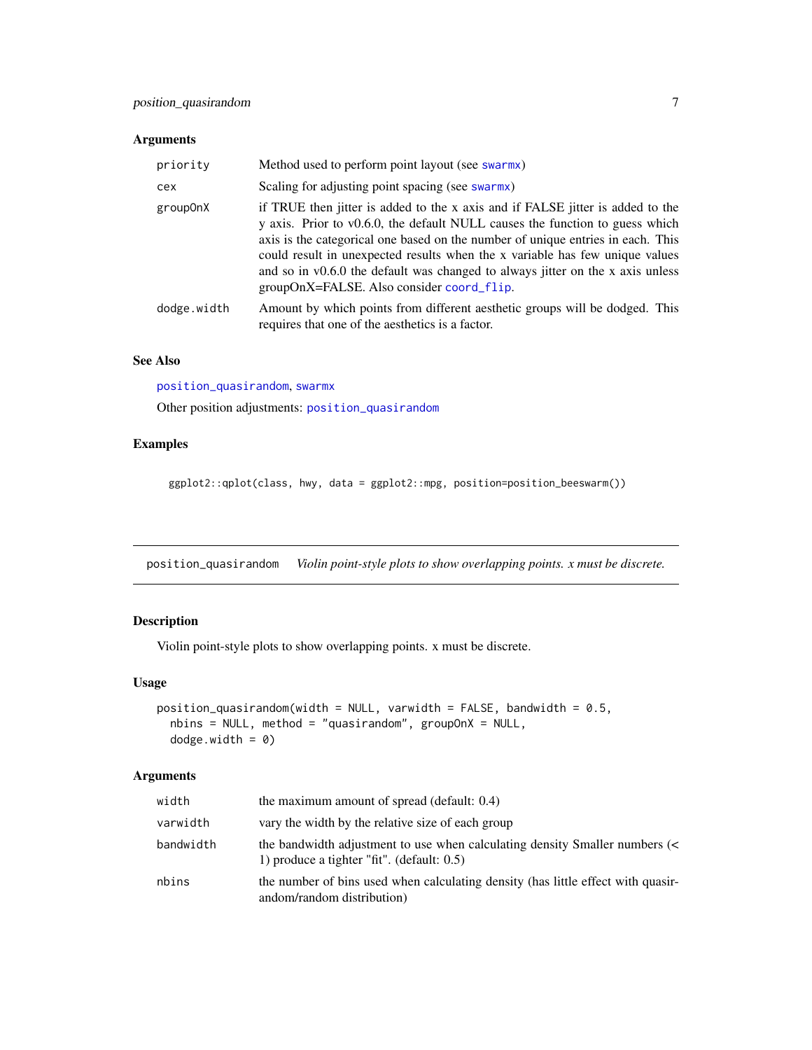### Arguments

| | |
|---|---|
| priority | Method used to perform point layout (see swarmx) |
| cex | Scaling for adjusting point spacing (see swarmx) |
| groupOnX | if TRUE then jitter is added to the x axis and if FALSE jitter is added to the y axis. Prior to v0.6.0, the default NULL causes the function to guess which axis is the categorical one based on the number of unique entries in each. This could result in unexpected results when the x variable has few unique values and so in v0.6.0 the default was changed to always jitter on the x axis unless groupOnX=FALSE. Also consider coord_flip. |
| dodge.width | Amount by which points from different aesthetic groups will be dodged. This requires that one of the aesthetics is a factor. |

### See Also

position_quasirandom, swarmx

Other position adjustments: position_quasirandom

### Examples

```
ggplot2::qplot(class, hwy, data = ggplot2::mpg, position=position_beeswarm())
```

---

## position_quasirandom *Violin point-style plots to show overlapping points. x must be discrete.*

---

### Description

Violin point-style plots to show overlapping points. x must be discrete.

### Usage

```
position_quasirandom(width = NULL, varwidth = FALSE, bandwidth = 0.5,
  nbins = NULL, method = "quasirandom", groupOnX = NULL,
  dodge.width = 0)
```

### Arguments

| | |
|---|---|
| width | the maximum amount of spread (default: 0.4) |
| varwidth | vary the width by the relative size of each group |
| bandwidth | the bandwidth adjustment to use when calculating density Smaller numbers (< 1) produce a tighter "fit". (default: 0.5) |
| nbins | the number of bins used when calculating density (has little effect with quasirandom/random distribution) |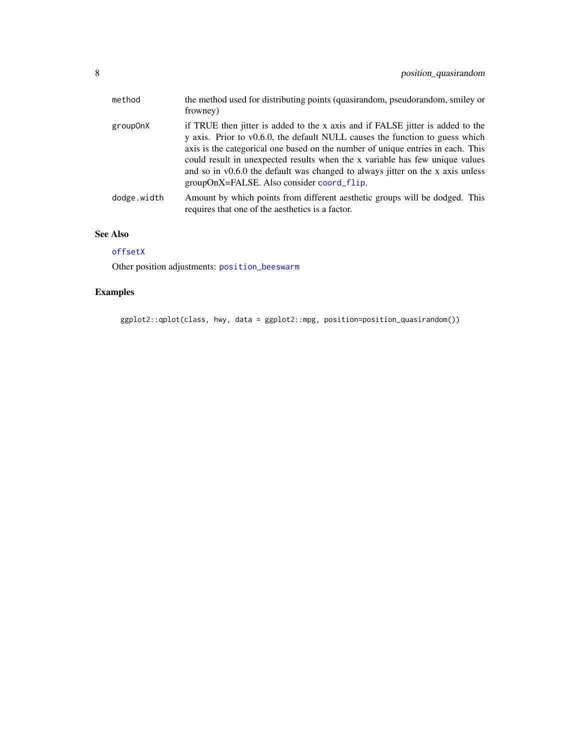| | |
|---|---|
| method | the method used for distributing points (quasirandom, pseudorandom, smiley or frowney) |
| groupOnX | if TRUE then jitter is added to the x axis and if FALSE jitter is added to the y axis. Prior to v0.6.0, the default NULL causes the function to guess which axis is the categorical one based on the number of unique entries in each. This could result in unexpected results when the x variable has few unique values and so in v0.6.0 the default was changed to always jitter on the x axis unless groupOnX=FALSE. Also consider `coord_flip`. |
| dodge.width | Amount by which points from different aesthetic groups will be dodged. This requires that one of the aesthetics is a factor. |

### See Also

`offsetX`

Other position adjustments: `position_beeswarm`

### Examples

```
ggplot2::qplot(class, hwy, data = ggplot2::mpg, position=position_quasirandom())
```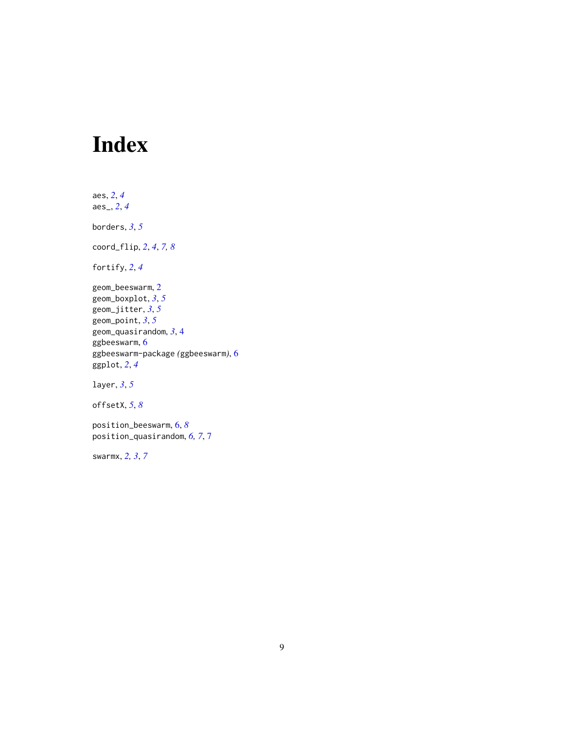# Index

aes, *2*, *4*  
aes_, *2*, *4*

borders, *3*, *5*

coord_flip, *2*, *4*, *7, 8*

fortify, *2*, *4*

geom_beeswarm, 2  
geom_boxplot, *3*, *5*  
geom_jitter, *3*, *5*  
geom_point, *3*, *5*  
geom_quasirandom, *3*, 4  
ggbeeswarm, 6  
ggbeeswarm-package *(*ggbeeswarm*)*, 6  
ggplot, *2*, *4*

layer, *3*, *5*

offsetX, *5*, *8*

position_beeswarm, 6, *8*  
position_quasirandom, *6, 7*, 7

swarmx, *2, 3*, *7*